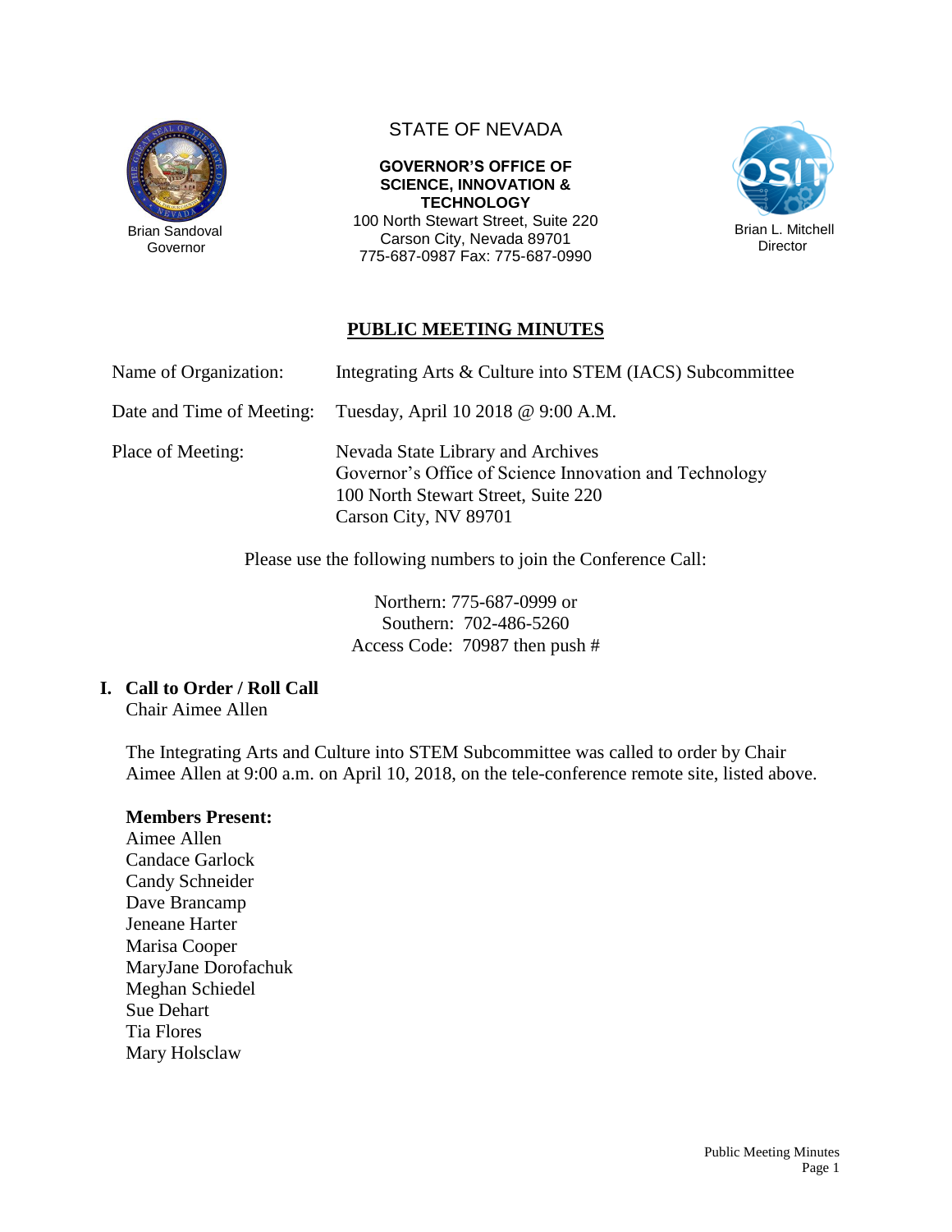Brian Sandoval
Governor

STATE OF NEVADA

**GOVERNOR'S OFFICE OF SCIENCE, INNOVATION & TECHNOLOGY**
100 North Stewart Street, Suite 220
Carson City, Nevada 89701
775-687-0987 Fax: 775-687-0990

Brian L. Mitchell
Director

## PUBLIC MEETING MINUTES

| | |
|---|---|
| Name of Organization: | Integrating Arts & Culture into STEM (IACS) Subcommittee |
| Date and Time of Meeting: | Tuesday, April 10 2018 @ 9:00 A.M. |
| Place of Meeting: | Nevada State Library and Archives<br>Governor's Office of Science Innovation and Technology<br>100 North Stewart Street, Suite 220<br>Carson City, NV 89701 |

Please use the following numbers to join the Conference Call:

Northern: 775-687-0999 or
Southern: 702-486-5260
Access Code: 70987 then push #

## I. Call to Order / Roll Call

Chair Aimee Allen

The Integrating Arts and Culture into STEM Subcommittee was called to order by Chair Aimee Allen at 9:00 a.m. on April 10, 2018, on the tele-conference remote site, listed above.

**Members Present:**

Aimee Allen
Candace Garlock
Candy Schneider
Dave Brancamp
Jeneane Harter
Marisa Cooper
MaryJane Dorofachuk
Meghan Schiedel
Sue Dehart
Tia Flores
Mary Holsclaw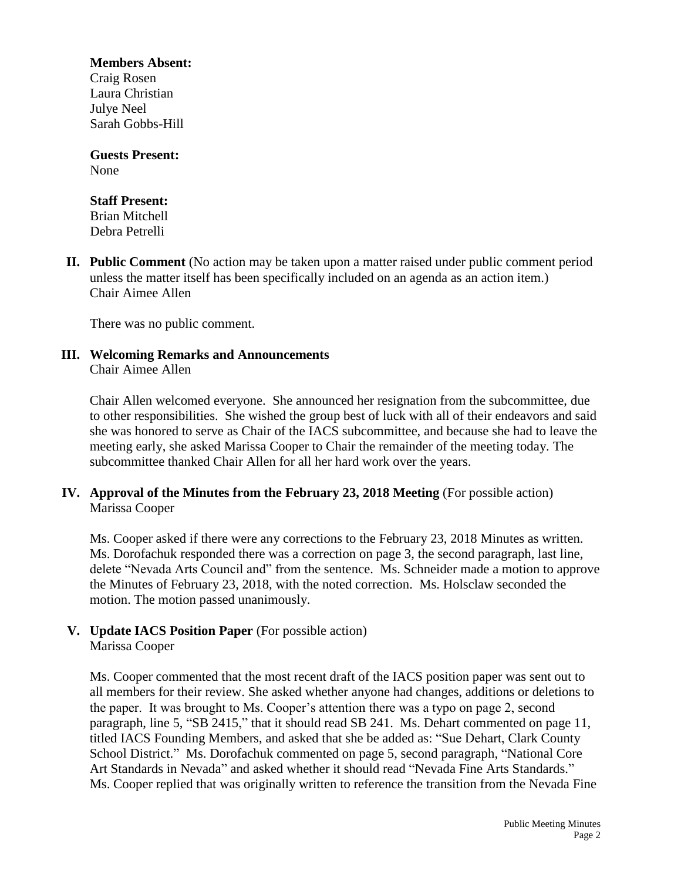**Members Absent:**
Craig Rosen
Laura Christian
Julye Neel
Sarah Gobbs-Hill

**Guests Present:**
None

**Staff Present:**
Brian Mitchell
Debra Petrelli

**II. Public Comment** (No action may be taken upon a matter raised under public comment period unless the matter itself has been specifically included on an agenda as an action item.)
Chair Aimee Allen

There was no public comment.

**III. Welcoming Remarks and Announcements**
Chair Aimee Allen

Chair Allen welcomed everyone. She announced her resignation from the subcommittee, due to other responsibilities. She wished the group best of luck with all of their endeavors and said she was honored to serve as Chair of the IACS subcommittee, and because she had to leave the meeting early, she asked Marissa Cooper to Chair the remainder of the meeting today. The subcommittee thanked Chair Allen for all her hard work over the years.

**IV. Approval of the Minutes from the February 23, 2018 Meeting** (For possible action)
Marissa Cooper

Ms. Cooper asked if there were any corrections to the February 23, 2018 Minutes as written. Ms. Dorofachuk responded there was a correction on page 3, the second paragraph, last line, delete "Nevada Arts Council and" from the sentence. Ms. Schneider made a motion to approve the Minutes of February 23, 2018, with the noted correction. Ms. Holsclaw seconded the motion. The motion passed unanimously.

**V. Update IACS Position Paper** (For possible action)
Marissa Cooper

Ms. Cooper commented that the most recent draft of the IACS position paper was sent out to all members for their review. She asked whether anyone had changes, additions or deletions to the paper. It was brought to Ms. Cooper's attention there was a typo on page 2, second paragraph, line 5, "SB 2415," that it should read SB 241. Ms. Dehart commented on page 11, titled IACS Founding Members, and asked that she be added as: "Sue Dehart, Clark County School District." Ms. Dorofachuk commented on page 5, second paragraph, "National Core Art Standards in Nevada" and asked whether it should read "Nevada Fine Arts Standards." Ms. Cooper replied that was originally written to reference the transition from the Nevada Fine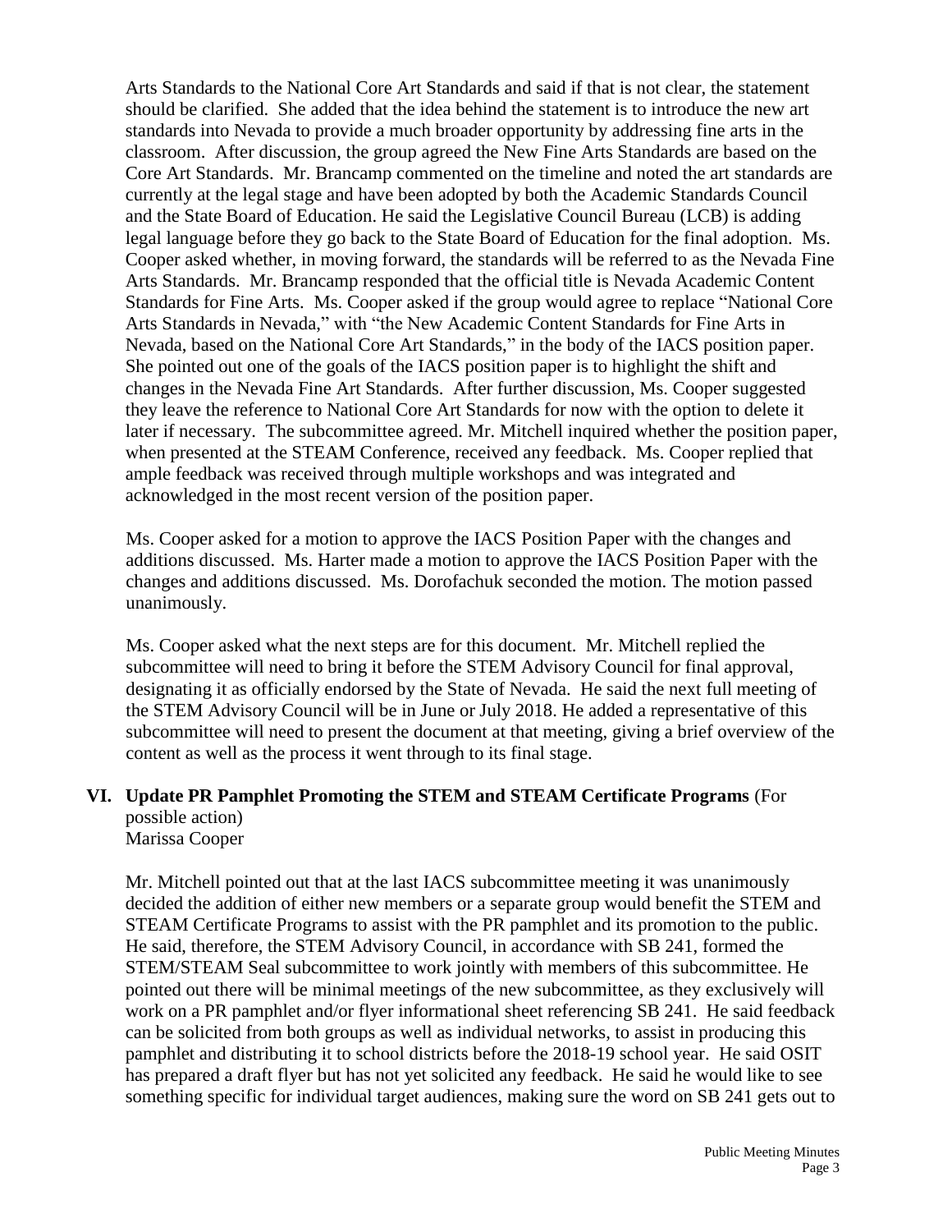Arts Standards to the National Core Art Standards and said if that is not clear, the statement should be clarified. She added that the idea behind the statement is to introduce the new art standards into Nevada to provide a much broader opportunity by addressing fine arts in the classroom. After discussion, the group agreed the New Fine Arts Standards are based on the Core Art Standards. Mr. Brancamp commented on the timeline and noted the art standards are currently at the legal stage and have been adopted by both the Academic Standards Council and the State Board of Education. He said the Legislative Council Bureau (LCB) is adding legal language before they go back to the State Board of Education for the final adoption. Ms. Cooper asked whether, in moving forward, the standards will be referred to as the Nevada Fine Arts Standards. Mr. Brancamp responded that the official title is Nevada Academic Content Standards for Fine Arts. Ms. Cooper asked if the group would agree to replace "National Core Arts Standards in Nevada," with "the New Academic Content Standards for Fine Arts in Nevada, based on the National Core Art Standards," in the body of the IACS position paper. She pointed out one of the goals of the IACS position paper is to highlight the shift and changes in the Nevada Fine Art Standards. After further discussion, Ms. Cooper suggested they leave the reference to National Core Art Standards for now with the option to delete it later if necessary. The subcommittee agreed. Mr. Mitchell inquired whether the position paper, when presented at the STEAM Conference, received any feedback. Ms. Cooper replied that ample feedback was received through multiple workshops and was integrated and acknowledged in the most recent version of the position paper.

Ms. Cooper asked for a motion to approve the IACS Position Paper with the changes and additions discussed. Ms. Harter made a motion to approve the IACS Position Paper with the changes and additions discussed. Ms. Dorofachuk seconded the motion. The motion passed unanimously.

Ms. Cooper asked what the next steps are for this document. Mr. Mitchell replied the subcommittee will need to bring it before the STEM Advisory Council for final approval, designating it as officially endorsed by the State of Nevada. He said the next full meeting of the STEM Advisory Council will be in June or July 2018. He added a representative of this subcommittee will need to present the document at that meeting, giving a brief overview of the content as well as the process it went through to its final stage.

## VI. Update PR Pamphlet Promoting the STEM and STEAM Certificate Programs (For possible action)

Marissa Cooper

Mr. Mitchell pointed out that at the last IACS subcommittee meeting it was unanimously decided the addition of either new members or a separate group would benefit the STEM and STEAM Certificate Programs to assist with the PR pamphlet and its promotion to the public. He said, therefore, the STEM Advisory Council, in accordance with SB 241, formed the STEM/STEAM Seal subcommittee to work jointly with members of this subcommittee. He pointed out there will be minimal meetings of the new subcommittee, as they exclusively will work on a PR pamphlet and/or flyer informational sheet referencing SB 241. He said feedback can be solicited from both groups as well as individual networks, to assist in producing this pamphlet and distributing it to school districts before the 2018-19 school year. He said OSIT has prepared a draft flyer but has not yet solicited any feedback. He said he would like to see something specific for individual target audiences, making sure the word on SB 241 gets out to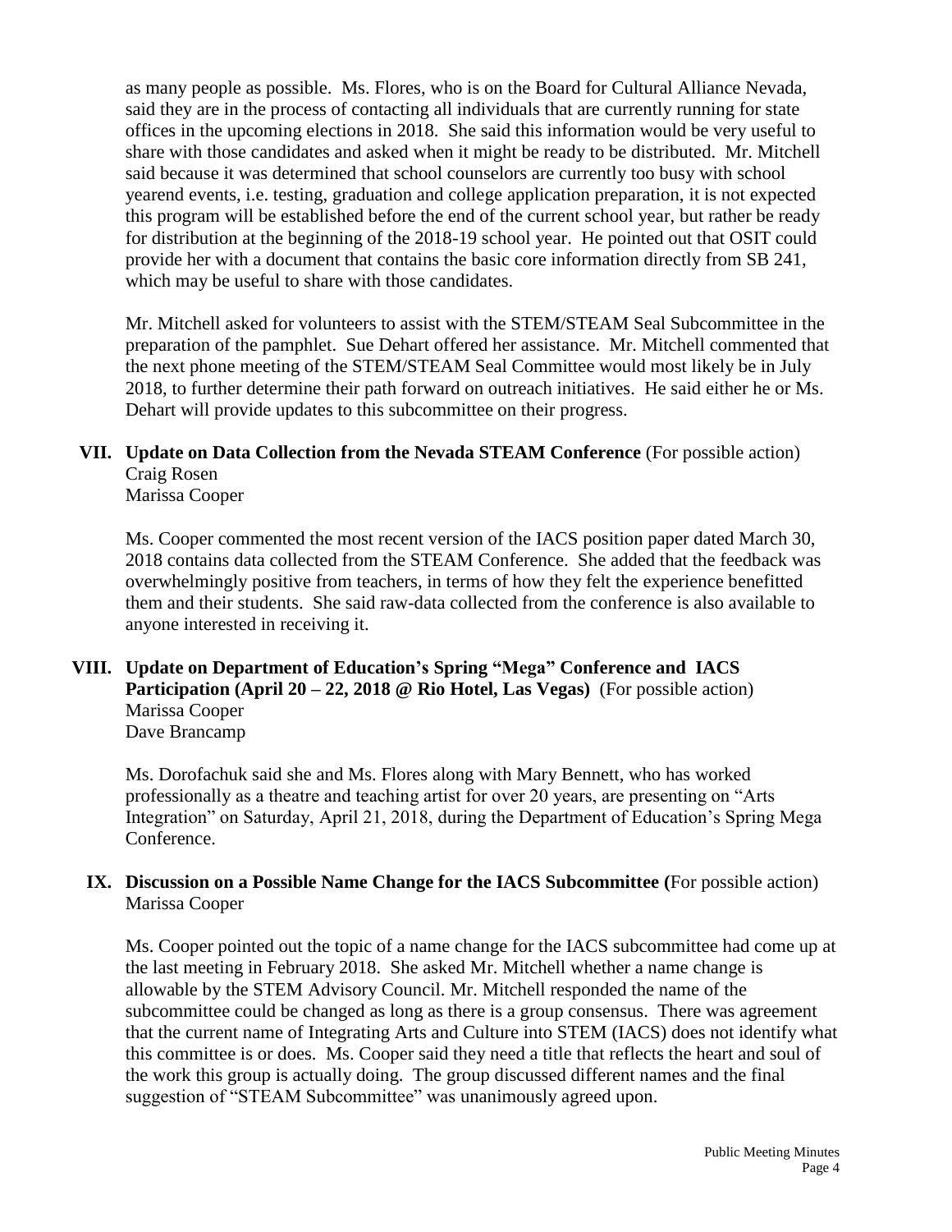as many people as possible. Ms. Flores, who is on the Board for Cultural Alliance Nevada, said they are in the process of contacting all individuals that are currently running for state offices in the upcoming elections in 2018. She said this information would be very useful to share with those candidates and asked when it might be ready to be distributed. Mr. Mitchell said because it was determined that school counselors are currently too busy with school yearend events, i.e. testing, graduation and college application preparation, it is not expected this program will be established before the end of the current school year, but rather be ready for distribution at the beginning of the 2018-19 school year. He pointed out that OSIT could provide her with a document that contains the basic core information directly from SB 241, which may be useful to share with those candidates.

Mr. Mitchell asked for volunteers to assist with the STEM/STEAM Seal Subcommittee in the preparation of the pamphlet. Sue Dehart offered her assistance. Mr. Mitchell commented that the next phone meeting of the STEM/STEAM Seal Committee would most likely be in July 2018, to further determine their path forward on outreach initiatives. He said either he or Ms. Dehart will provide updates to this subcommittee on their progress.

**VII. Update on Data Collection from the Nevada STEAM Conference** (For possible action)
Craig Rosen
Marissa Cooper

Ms. Cooper commented the most recent version of the IACS position paper dated March 30, 2018 contains data collected from the STEAM Conference. She added that the feedback was overwhelmingly positive from teachers, in terms of how they felt the experience benefitted them and their students. She said raw-data collected from the conference is also available to anyone interested in receiving it.

**VIII. Update on Department of Education's Spring "Mega" Conference and IACS Participation (April 20 – 22, 2018 @ Rio Hotel, Las Vegas)** (For possible action)
Marissa Cooper
Dave Brancamp

Ms. Dorofachuk said she and Ms. Flores along with Mary Bennett, who has worked professionally as a theatre and teaching artist for over 20 years, are presenting on "Arts Integration" on Saturday, April 21, 2018, during the Department of Education's Spring Mega Conference.

**IX. Discussion on a Possible Name Change for the IACS Subcommittee (**For possible action)
Marissa Cooper

Ms. Cooper pointed out the topic of a name change for the IACS subcommittee had come up at the last meeting in February 2018. She asked Mr. Mitchell whether a name change is allowable by the STEM Advisory Council. Mr. Mitchell responded the name of the subcommittee could be changed as long as there is a group consensus. There was agreement that the current name of Integrating Arts and Culture into STEM (IACS) does not identify what this committee is or does. Ms. Cooper said they need a title that reflects the heart and soul of the work this group is actually doing. The group discussed different names and the final suggestion of "STEAM Subcommittee" was unanimously agreed upon.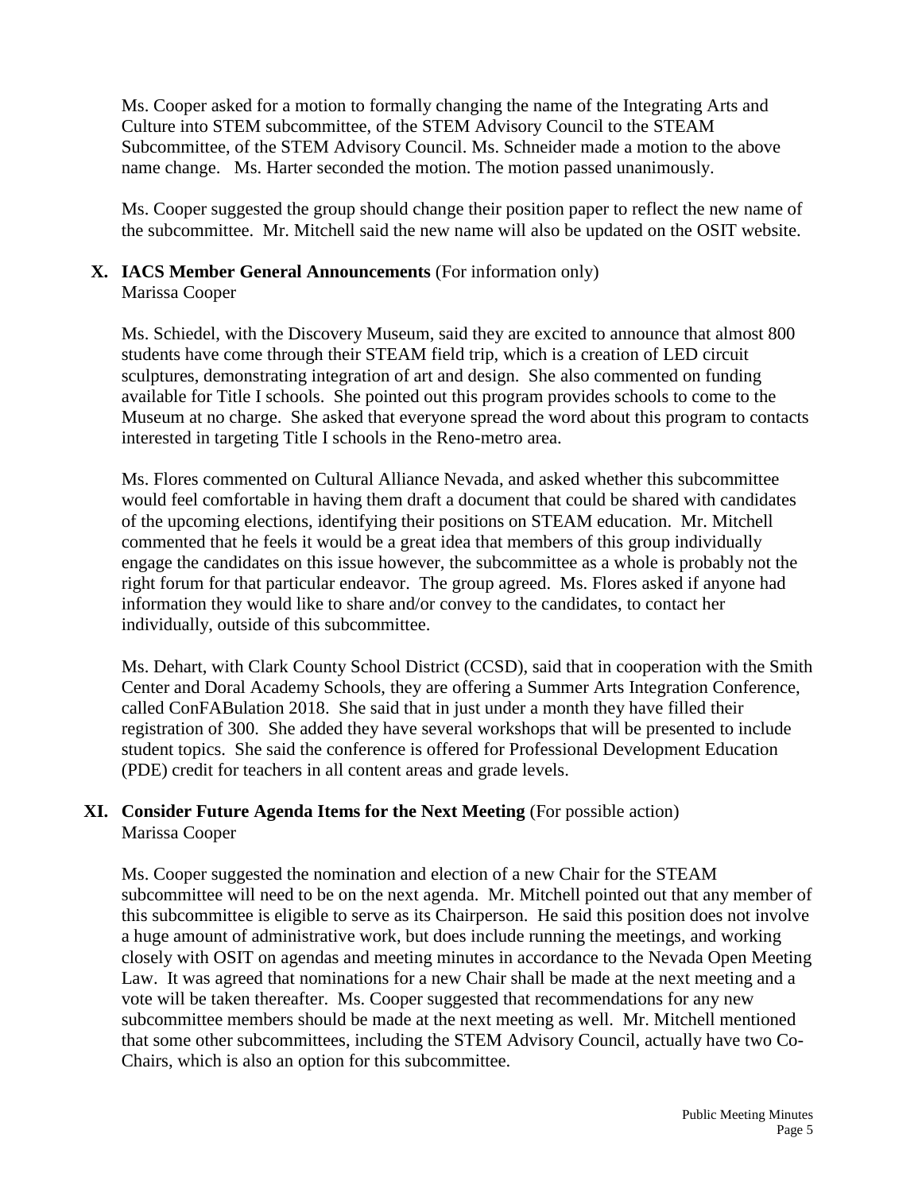Ms. Cooper asked for a motion to formally changing the name of the Integrating Arts and Culture into STEM subcommittee, of the STEM Advisory Council to the STEAM Subcommittee, of the STEM Advisory Council. Ms. Schneider made a motion to the above name change. Ms. Harter seconded the motion. The motion passed unanimously.

Ms. Cooper suggested the group should change their position paper to reflect the new name of the subcommittee. Mr. Mitchell said the new name will also be updated on the OSIT website.

**X. IACS Member General Announcements** (For information only)
Marissa Cooper

Ms. Schiedel, with the Discovery Museum, said they are excited to announce that almost 800 students have come through their STEAM field trip, which is a creation of LED circuit sculptures, demonstrating integration of art and design. She also commented on funding available for Title I schools. She pointed out this program provides schools to come to the Museum at no charge. She asked that everyone spread the word about this program to contacts interested in targeting Title I schools in the Reno-metro area.

Ms. Flores commented on Cultural Alliance Nevada, and asked whether this subcommittee would feel comfortable in having them draft a document that could be shared with candidates of the upcoming elections, identifying their positions on STEAM education. Mr. Mitchell commented that he feels it would be a great idea that members of this group individually engage the candidates on this issue however, the subcommittee as a whole is probably not the right forum for that particular endeavor. The group agreed. Ms. Flores asked if anyone had information they would like to share and/or convey to the candidates, to contact her individually, outside of this subcommittee.

Ms. Dehart, with Clark County School District (CCSD), said that in cooperation with the Smith Center and Doral Academy Schools, they are offering a Summer Arts Integration Conference, called ConFABulation 2018. She said that in just under a month they have filled their registration of 300. She added they have several workshops that will be presented to include student topics. She said the conference is offered for Professional Development Education (PDE) credit for teachers in all content areas and grade levels.

**XI. Consider Future Agenda Items for the Next Meeting** (For possible action)
Marissa Cooper

Ms. Cooper suggested the nomination and election of a new Chair for the STEAM subcommittee will need to be on the next agenda. Mr. Mitchell pointed out that any member of this subcommittee is eligible to serve as its Chairperson. He said this position does not involve a huge amount of administrative work, but does include running the meetings, and working closely with OSIT on agendas and meeting minutes in accordance to the Nevada Open Meeting Law. It was agreed that nominations for a new Chair shall be made at the next meeting and a vote will be taken thereafter. Ms. Cooper suggested that recommendations for any new subcommittee members should be made at the next meeting as well. Mr. Mitchell mentioned that some other subcommittees, including the STEM Advisory Council, actually have two Co-Chairs, which is also an option for this subcommittee.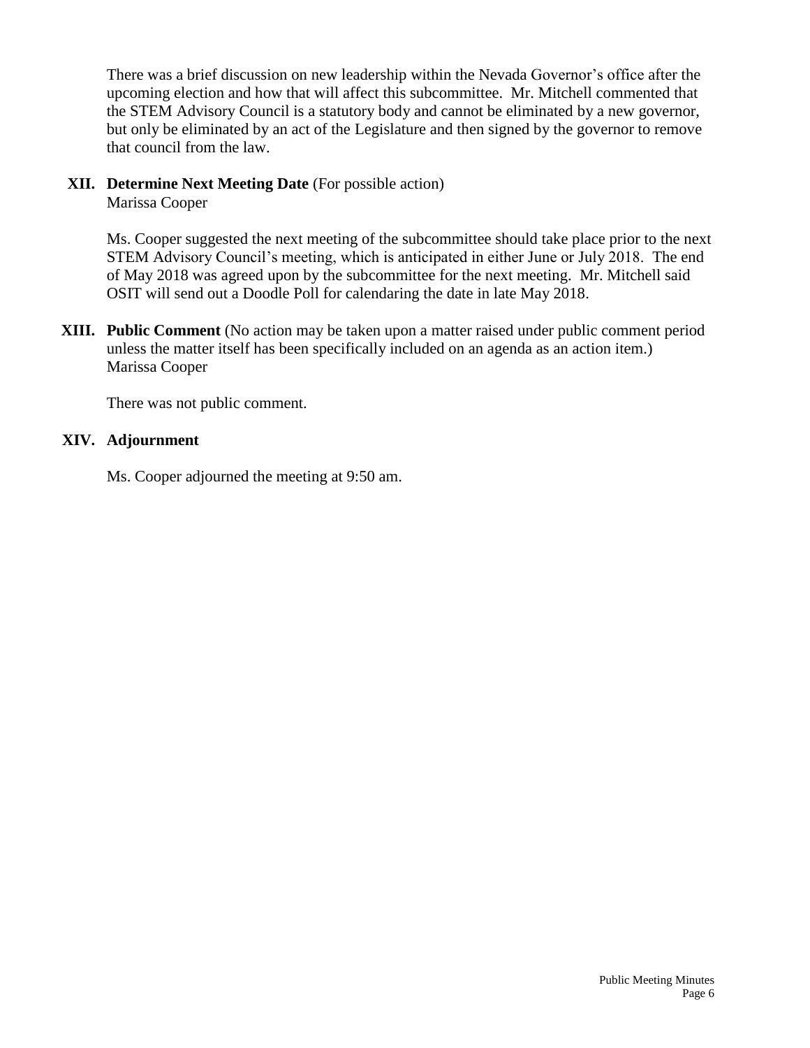There was a brief discussion on new leadership within the Nevada Governor's office after the upcoming election and how that will affect this subcommittee. Mr. Mitchell commented that the STEM Advisory Council is a statutory body and cannot be eliminated by a new governor, but only be eliminated by an act of the Legislature and then signed by the governor to remove that council from the law.

**XII. Determine Next Meeting Date** (For possible action)
Marissa Cooper

Ms. Cooper suggested the next meeting of the subcommittee should take place prior to the next STEM Advisory Council's meeting, which is anticipated in either June or July 2018. The end of May 2018 was agreed upon by the subcommittee for the next meeting. Mr. Mitchell said OSIT will send out a Doodle Poll for calendaring the date in late May 2018.

**XIII. Public Comment** (No action may be taken upon a matter raised under public comment period unless the matter itself has been specifically included on an agenda as an action item.)
Marissa Cooper

There was not public comment.

**XIV. Adjournment**

Ms. Cooper adjourned the meeting at 9:50 am.